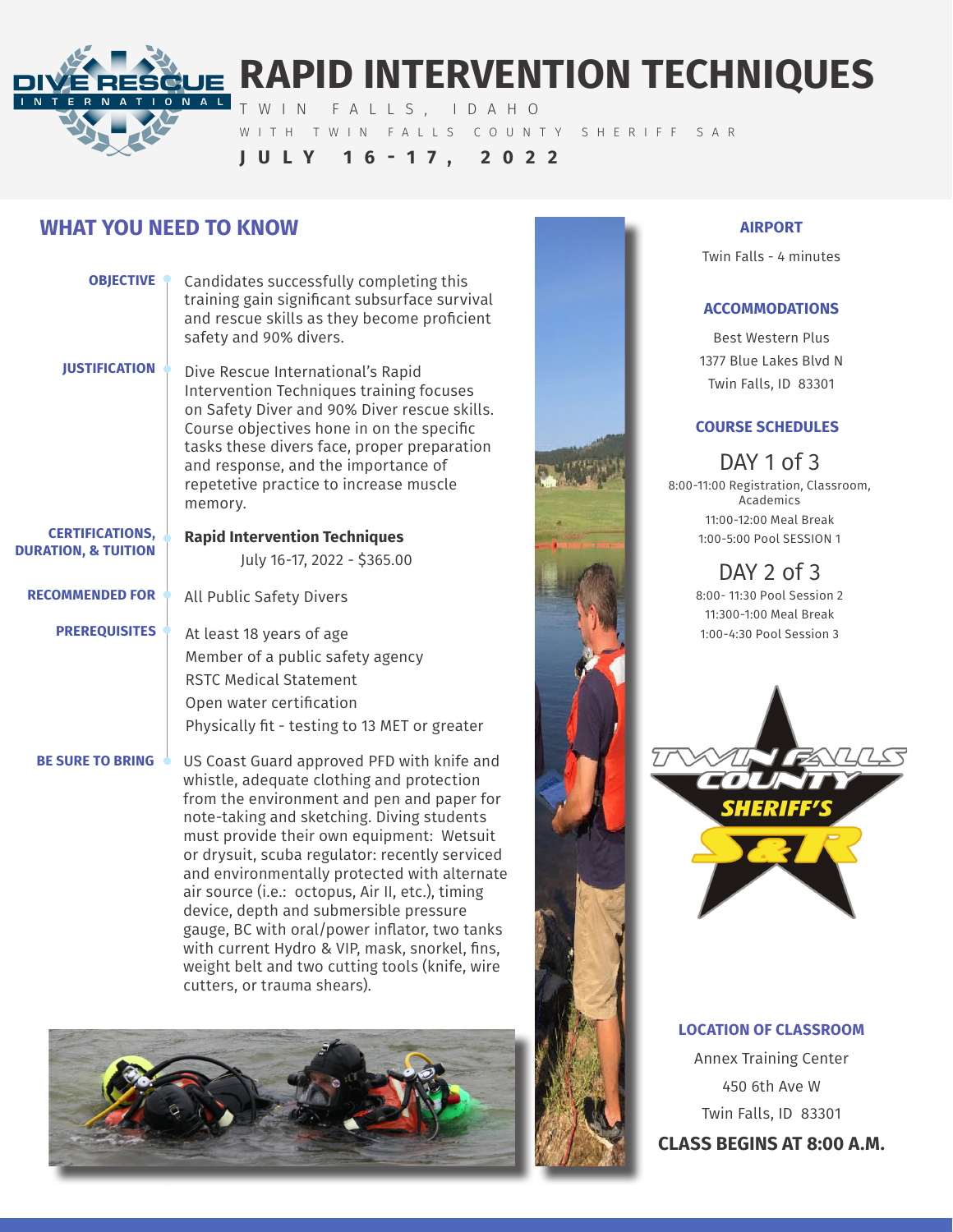# RAPID INTERVENTION TECHNIQUES

TWIN FALLS, IDAHO

WITH TWIN FALLS COUNTY SHERIFF SAR

**JULY 16-17, 2022**

## WHAT YOU NEED TO KNOW

**OBJECTIVE**

Candidates successfully completing this training gain significant subsurface survival and rescue skills as they become proficient safety and 90% divers.

**JUSTIFICATION**

Dive Rescue International's Rapid Intervention Techniques training focuses on Safety Diver and 90% Diver rescue skills. Course objectives hone in on the specific tasks these divers face, proper preparation and response, and the importance of repetetive practice to increase muscle memory.

**CERTIFICATIONS, DURATION, & TUITION**

**Rapid Intervention Techniques**

July 16-17, 2022 - $365.00

**RECOMMENDED FOR**

All Public Safety Divers

**PREREQUISITES**

At least 18 years of age
Member of a public safety agency
RSTC Medical Statement
Open water certification
Physically fit - testing to 13 MET or greater

**BE SURE TO BRING**

US Coast Guard approved PFD with knife and whistle, adequate clothing and protection from the environment and pen and paper for note-taking and sketching. Diving students must provide their own equipment: Wetsuit or drysuit, scuba regulator: recently serviced and environmentally protected with alternate air source (i.e.: octopus, Air II, etc.), timing device, depth and submersible pressure gauge, BC with oral/power inflator, two tanks with current Hydro & VIP, mask, snorkel, fins, weight belt and two cutting tools (knife, wire cutters, or trauma shears).

### AIRPORT

Twin Falls - 4 minutes

### ACCOMMODATIONS

Best Western Plus
1377 Blue Lakes Blvd N
Twin Falls, ID 83301

### COURSE SCHEDULES

**DAY 1 of 3**

8:00-11:00 Registration, Classroom, Academics
11:00-12:00 Meal Break
1:00-5:00 Pool SESSION 1

**DAY 2 of 3**

8:00- 11:30 Pool Session 2
11:300-1:00 Meal Break
1:00-4:30 Pool Session 3

### LOCATION OF CLASSROOM

Annex Training Center
450 6th Ave W
Twin Falls, ID 83301

**CLASS BEGINS AT 8:00 A.M.**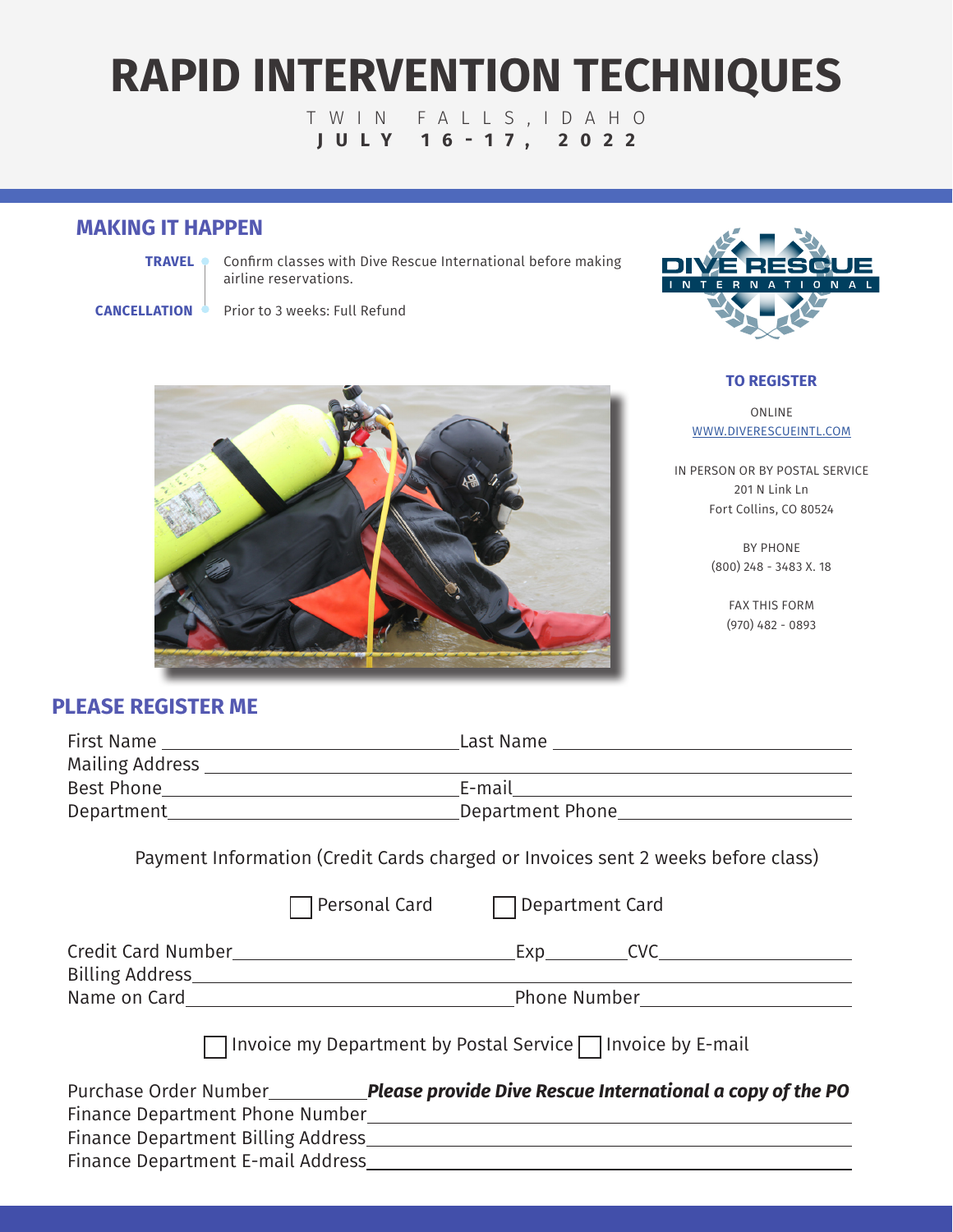# RAPID INTERVENTION TECHNIQUES

TWIN FALLS, IDAHO

**JULY 16-17, 2022**

## MAKING IT HAPPEN

**TRAVEL** Confirm classes with Dive Rescue International before making airline reservations.

**CANCELLATION** Prior to 3 weeks: Full Refund

DIVE RESCUE INTERNATIONAL

### TO REGISTER

ONLINE
WWW.DIVERESCUEINTL.COM

IN PERSON OR BY POSTAL SERVICE
201 N Link Ln
Fort Collins, CO 80524

BY PHONE
(800) 248 - 3483 X. 18

FAX THIS FORM
(970) 482 - 0893

## PLEASE REGISTER ME

First Name ______________________ Last Name ______________________
Mailing Address ______________________________________________
Best Phone ______________________ E-mail ______________________
Department ______________________ Department Phone ______________________

Payment Information (Credit Cards charged or Invoices sent 2 weeks before class)

☐ Personal Card ☐ Department Card

Credit Card Number ______________________ Exp ________ CVC ______________
Billing Address ______________________________________________
Name on Card ______________________ Phone Number ______________________

☐ Invoice my Department by Postal Service ☐ Invoice by E-mail

Purchase Order Number __________ ***Please provide Dive Rescue International a copy of the PO***
Finance Department Phone Number ______________________________
Finance Department Billing Address ______________________________
Finance Department E-mail Address ______________________________